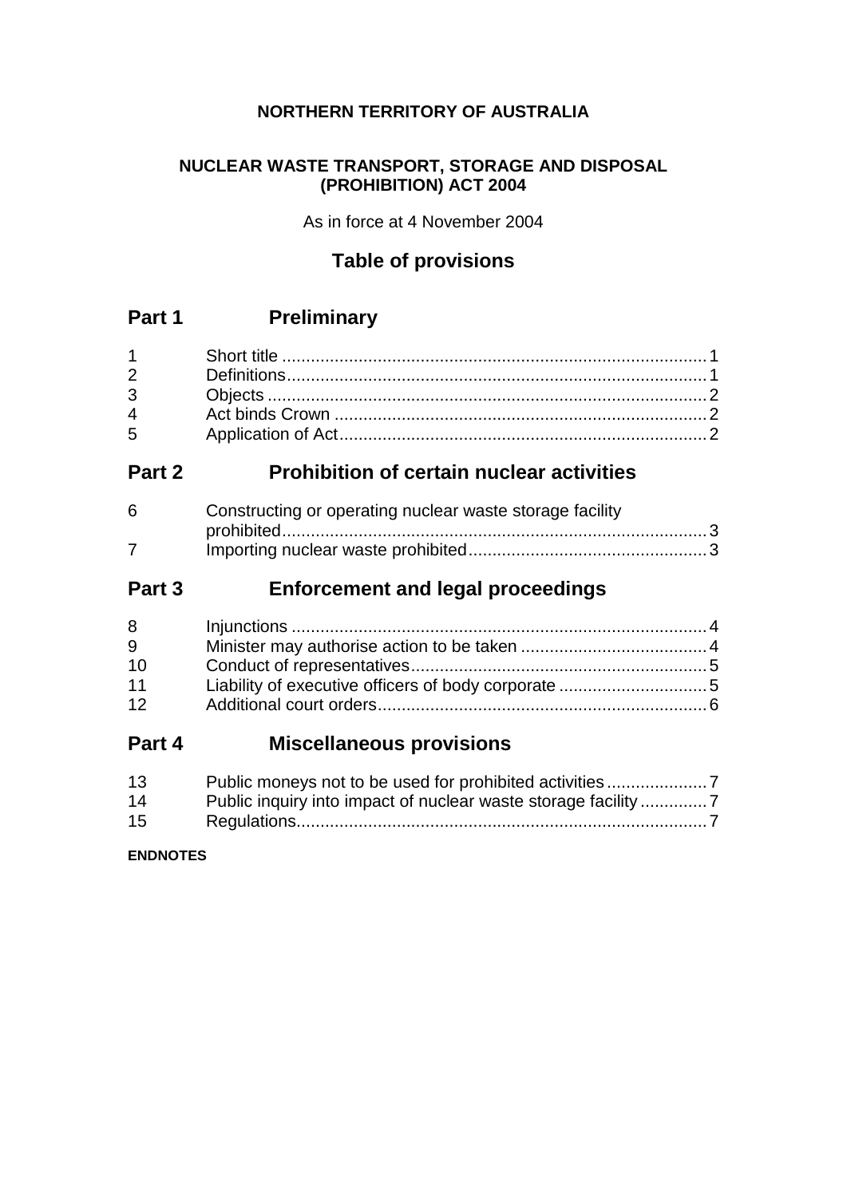**NORTHERN TERRITORY OF AUSTRALIA**

**NUCLEAR WASTE TRANSPORT, STORAGE AND DISPOSAL (PROHIBITION) ACT 2004**

As in force at 4 November 2004

## Table of provisions

## Part 1 Preliminary

| | | |
|---|---|---|
| 1 | Short title | 1 |
| 2 | Definitions | 1 |
| 3 | Objects | 2 |
| 4 | Act binds Crown | 2 |
| 5 | Application of Act | 2 |

## Part 2 Prohibition of certain nuclear activities

| | | |
|---|---|---|
| 6 | Constructing or operating nuclear waste storage facility prohibited | 3 |
| 7 | Importing nuclear waste prohibited | 3 |

## Part 3 Enforcement and legal proceedings

| | | |
|---|---|---|
| 8 | Injunctions | 4 |
| 9 | Minister may authorise action to be taken | 4 |
| 10 | Conduct of representatives | 5 |
| 11 | Liability of executive officers of body corporate | 5 |
| 12 | Additional court orders | 6 |

## Part 4 Miscellaneous provisions

| | | |
|---|---|---|
| 13 | Public moneys not to be used for prohibited activities | 7 |
| 14 | Public inquiry into impact of nuclear waste storage facility | 7 |
| 15 | Regulations | 7 |

**ENDNOTES**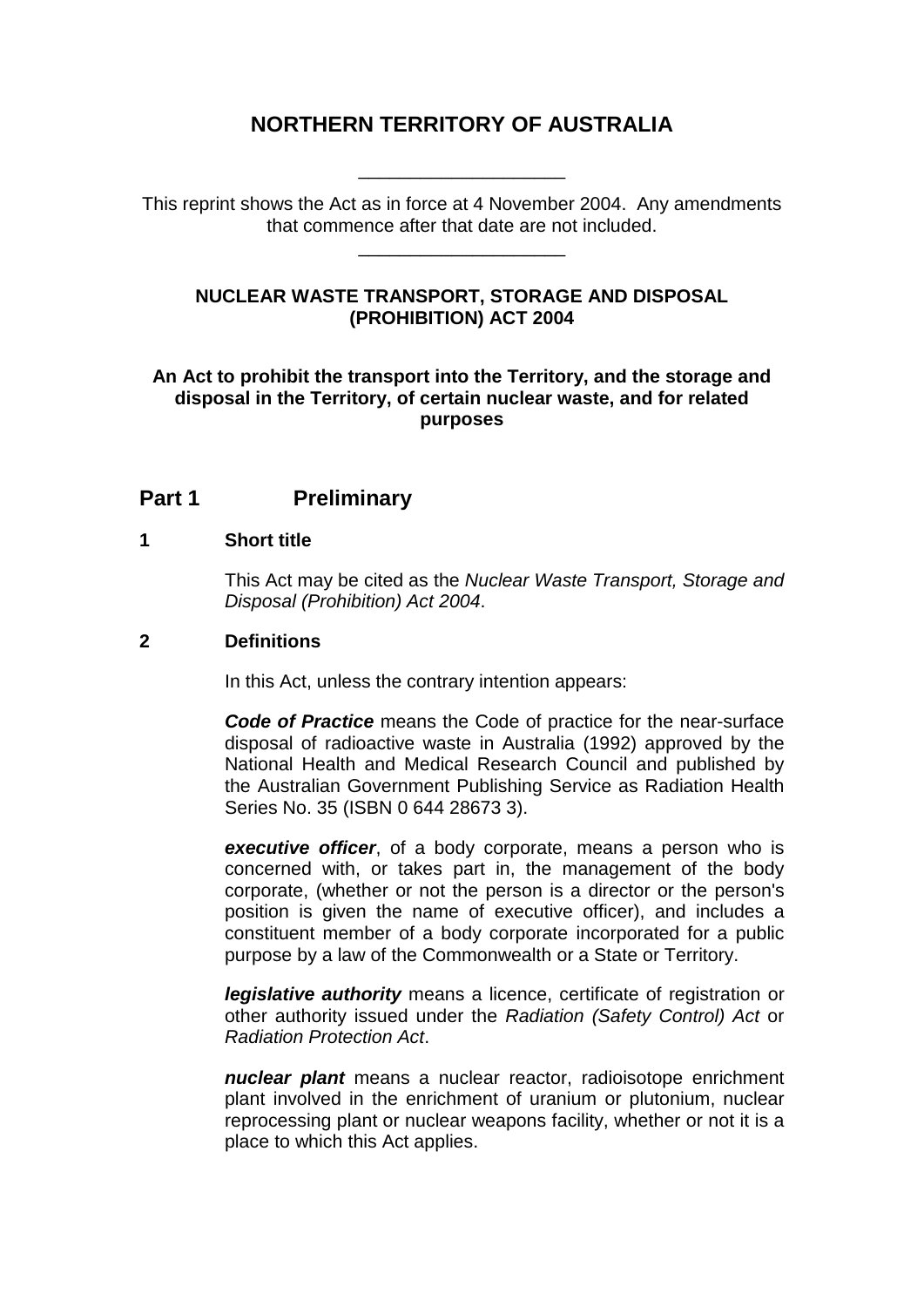# NORTHERN TERRITORY OF AUSTRALIA

____________________

This reprint shows the Act as in force at 4 November 2004. Any amendments that commence after that date are not included.

____________________

## NUCLEAR WASTE TRANSPORT, STORAGE AND DISPOSAL (PROHIBITION) ACT 2004

**An Act to prohibit the transport into the Territory, and the storage and disposal in the Territory, of certain nuclear waste, and for related purposes**

## Part 1 Preliminary

### 1 Short title

This Act may be cited as the *Nuclear Waste Transport, Storage and Disposal (Prohibition) Act 2004*.

### 2 Definitions

In this Act, unless the contrary intention appears:

***Code of Practice*** means the Code of practice for the near-surface disposal of radioactive waste in Australia (1992) approved by the National Health and Medical Research Council and published by the Australian Government Publishing Service as Radiation Health Series No. 35 (ISBN 0 644 28673 3).

***executive officer***, of a body corporate, means a person who is concerned with, or takes part in, the management of the body corporate, (whether or not the person is a director or the person's position is given the name of executive officer), and includes a constituent member of a body corporate incorporated for a public purpose by a law of the Commonwealth or a State or Territory.

***legislative authority*** means a licence, certificate of registration or other authority issued under the *Radiation (Safety Control) Act* or *Radiation Protection Act*.

***nuclear plant*** means a nuclear reactor, radioisotope enrichment plant involved in the enrichment of uranium or plutonium, nuclear reprocessing plant or nuclear weapons facility, whether or not it is a place to which this Act applies.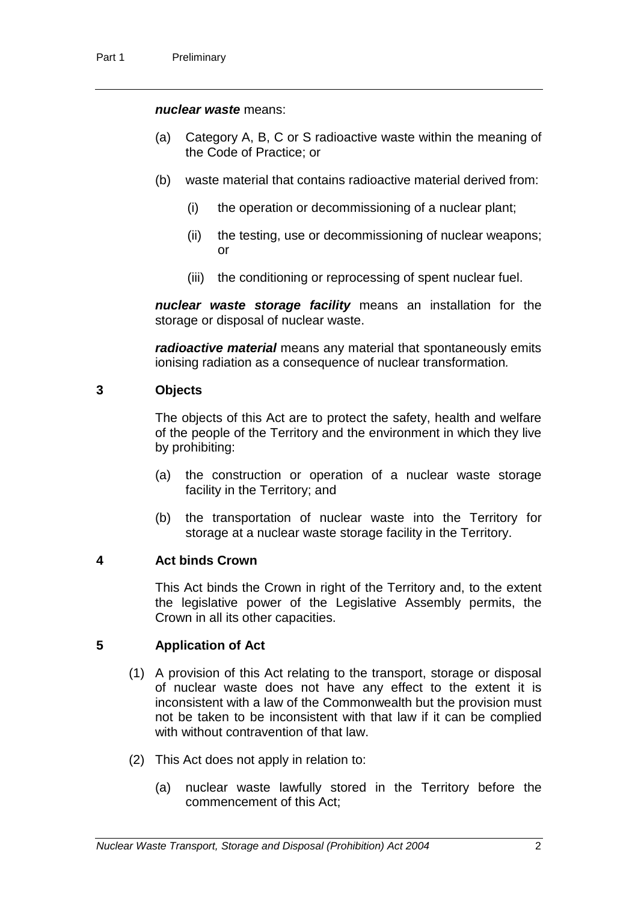***nuclear waste*** means:

(a) Category A, B, C or S radioactive waste within the meaning of the Code of Practice; or

(b) waste material that contains radioactive material derived from:

(i) the operation or decommissioning of a nuclear plant;

(ii) the testing, use or decommissioning of nuclear weapons; or

(iii) the conditioning or reprocessing of spent nuclear fuel.

***nuclear waste storage facility*** means an installation for the storage or disposal of nuclear waste.

***radioactive material*** means any material that spontaneously emits ionising radiation as a consequence of nuclear transformation.

### 3 Objects

The objects of this Act are to protect the safety, health and welfare of the people of the Territory and the environment in which they live by prohibiting:

(a) the construction or operation of a nuclear waste storage facility in the Territory; and

(b) the transportation of nuclear waste into the Territory for storage at a nuclear waste storage facility in the Territory.

### 4 Act binds Crown

This Act binds the Crown in right of the Territory and, to the extent the legislative power of the Legislative Assembly permits, the Crown in all its other capacities.

### 5 Application of Act

(1) A provision of this Act relating to the transport, storage or disposal of nuclear waste does not have any effect to the extent it is inconsistent with a law of the Commonwealth but the provision must not be taken to be inconsistent with that law if it can be complied with without contravention of that law.

(2) This Act does not apply in relation to:

(a) nuclear waste lawfully stored in the Territory before the commencement of this Act;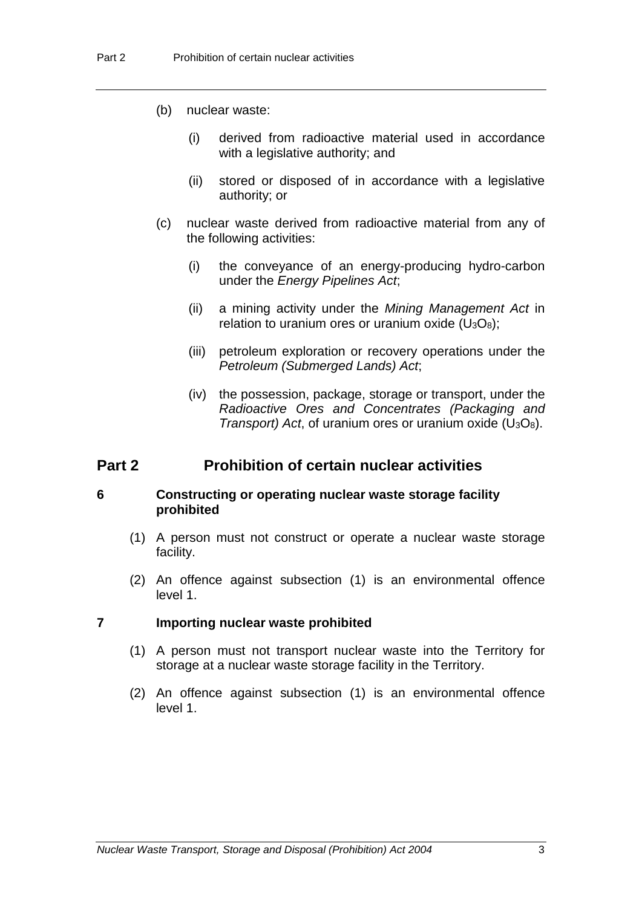(b) nuclear waste:

  (i) derived from radioactive material used in accordance with a legislative authority; and

  (ii) stored or disposed of in accordance with a legislative authority; or

(c) nuclear waste derived from radioactive material from any of the following activities:

  (i) the conveyance of an energy-producing hydro-carbon under the *Energy Pipelines Act*;

  (ii) a mining activity under the *Mining Management Act* in relation to uranium ores or uranium oxide ($U_3O_8$);

  (iii) petroleum exploration or recovery operations under the *Petroleum (Submerged Lands) Act*;

  (iv) the possession, package, storage or transport, under the *Radioactive Ores and Concentrates (Packaging and Transport) Act*, of uranium ores or uranium oxide ($U_3O_8$).

# Part 2 Prohibition of certain nuclear activities

## 6 Constructing or operating nuclear waste storage facility prohibited

(1) A person must not construct or operate a nuclear waste storage facility.

(2) An offence against subsection (1) is an environmental offence level 1.

## 7 Importing nuclear waste prohibited

(1) A person must not transport nuclear waste into the Territory for storage at a nuclear waste storage facility in the Territory.

(2) An offence against subsection (1) is an environmental offence level 1.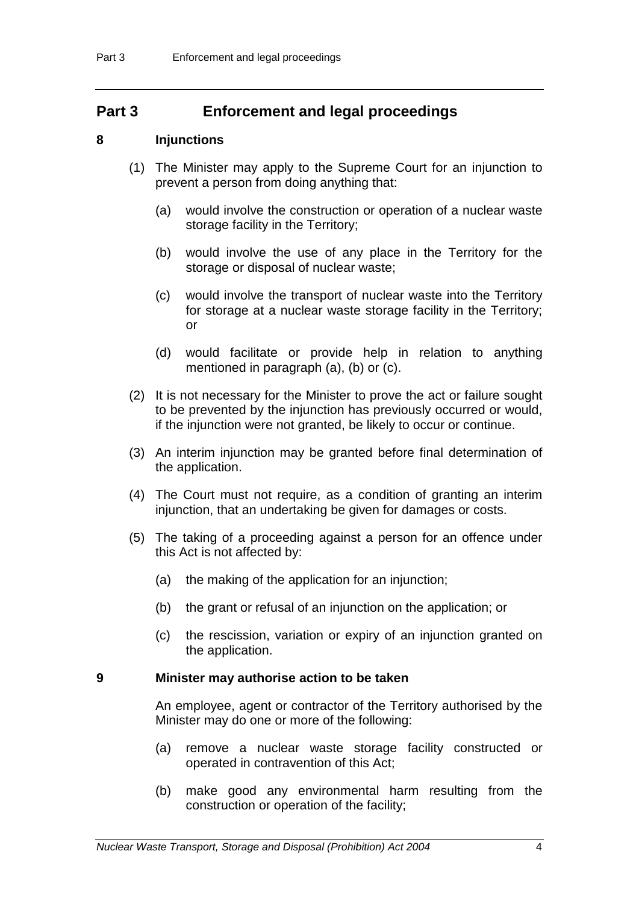## Part 3 Enforcement and legal proceedings

### 8 Injunctions

(1) The Minister may apply to the Supreme Court for an injunction to prevent a person from doing anything that:

(a) would involve the construction or operation of a nuclear waste storage facility in the Territory;

(b) would involve the use of any place in the Territory for the storage or disposal of nuclear waste;

(c) would involve the transport of nuclear waste into the Territory for storage at a nuclear waste storage facility in the Territory; or

(d) would facilitate or provide help in relation to anything mentioned in paragraph (a), (b) or (c).

(2) It is not necessary for the Minister to prove the act or failure sought to be prevented by the injunction has previously occurred or would, if the injunction were not granted, be likely to occur or continue.

(3) An interim injunction may be granted before final determination of the application.

(4) The Court must not require, as a condition of granting an interim injunction, that an undertaking be given for damages or costs.

(5) The taking of a proceeding against a person for an offence under this Act is not affected by:

(a) the making of the application for an injunction;

(b) the grant or refusal of an injunction on the application; or

(c) the rescission, variation or expiry of an injunction granted on the application.

### 9 Minister may authorise action to be taken

An employee, agent or contractor of the Territory authorised by the Minister may do one or more of the following:

(a) remove a nuclear waste storage facility constructed or operated in contravention of this Act;

(b) make good any environmental harm resulting from the construction or operation of the facility;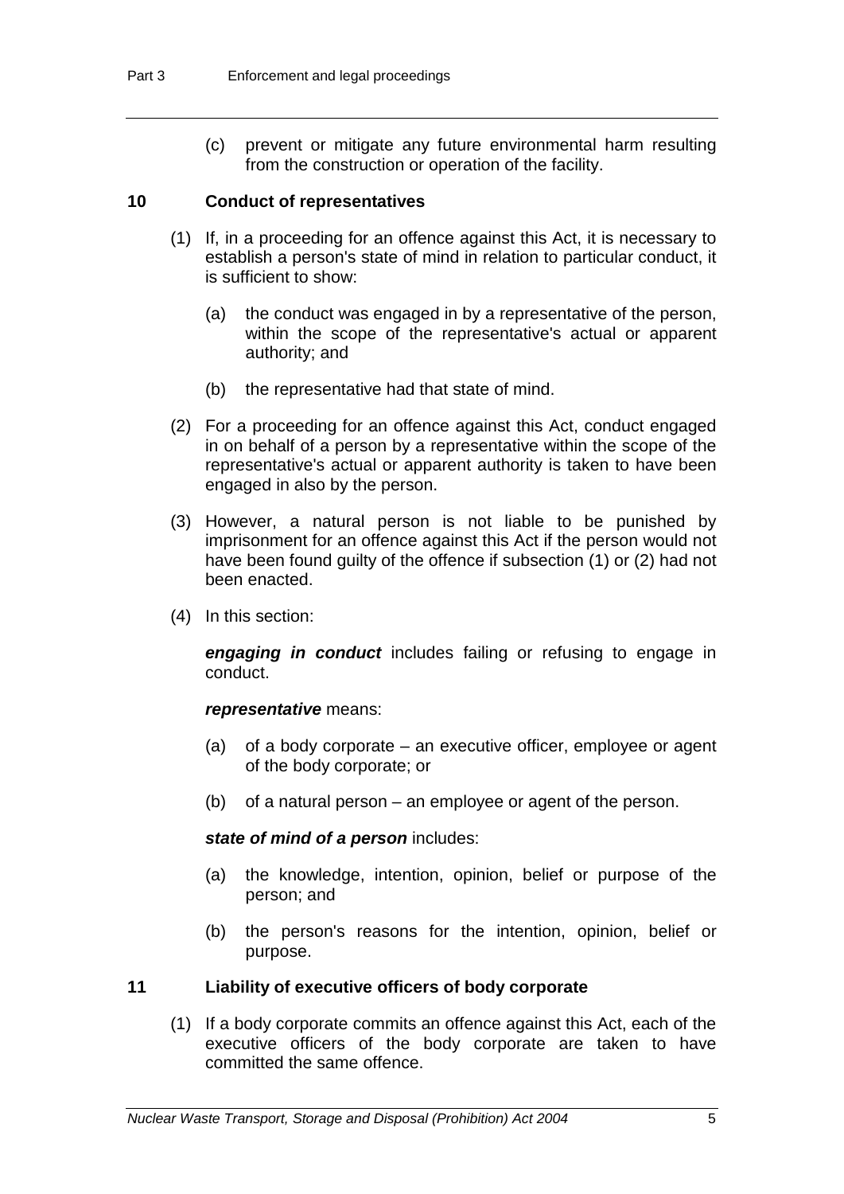(c) prevent or mitigate any future environmental harm resulting from the construction or operation of the facility.

## 10 Conduct of representatives

(1) If, in a proceeding for an offence against this Act, it is necessary to establish a person's state of mind in relation to particular conduct, it is sufficient to show:

(a) the conduct was engaged in by a representative of the person, within the scope of the representative's actual or apparent authority; and

(b) the representative had that state of mind.

(2) For a proceeding for an offence against this Act, conduct engaged in on behalf of a person by a representative within the scope of the representative's actual or apparent authority is taken to have been engaged in also by the person.

(3) However, a natural person is not liable to be punished by imprisonment for an offence against this Act if the person would not have been found guilty of the offence if subsection (1) or (2) had not been enacted.

(4) In this section:

***engaging in conduct*** includes failing or refusing to engage in conduct.

***representative*** means:

(a) of a body corporate – an executive officer, employee or agent of the body corporate; or

(b) of a natural person – an employee or agent of the person.

***state of mind of a person*** includes:

(a) the knowledge, intention, opinion, belief or purpose of the person; and

(b) the person's reasons for the intention, opinion, belief or purpose.

## 11 Liability of executive officers of body corporate

(1) If a body corporate commits an offence against this Act, each of the executive officers of the body corporate are taken to have committed the same offence.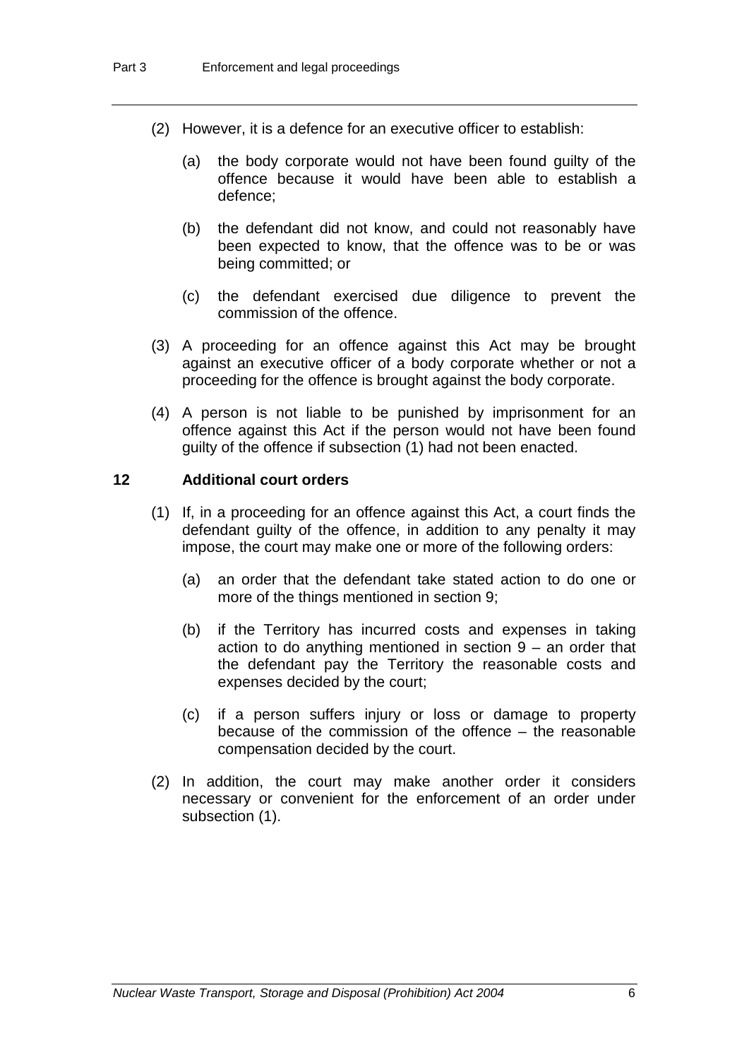(2) However, it is a defence for an executive officer to establish:

(a) the body corporate would not have been found guilty of the offence because it would have been able to establish a defence;

(b) the defendant did not know, and could not reasonably have been expected to know, that the offence was to be or was being committed; or

(c) the defendant exercised due diligence to prevent the commission of the offence.

(3) A proceeding for an offence against this Act may be brought against an executive officer of a body corporate whether or not a proceeding for the offence is brought against the body corporate.

(4) A person is not liable to be punished by imprisonment for an offence against this Act if the person would not have been found guilty of the offence if subsection (1) had not been enacted.

### 12 Additional court orders

(1) If, in a proceeding for an offence against this Act, a court finds the defendant guilty of the offence, in addition to any penalty it may impose, the court may make one or more of the following orders:

(a) an order that the defendant take stated action to do one or more of the things mentioned in section 9;

(b) if the Territory has incurred costs and expenses in taking action to do anything mentioned in section 9 – an order that the defendant pay the Territory the reasonable costs and expenses decided by the court;

(c) if a person suffers injury or loss or damage to property because of the commission of the offence – the reasonable compensation decided by the court.

(2) In addition, the court may make another order it considers necessary or convenient for the enforcement of an order under subsection (1).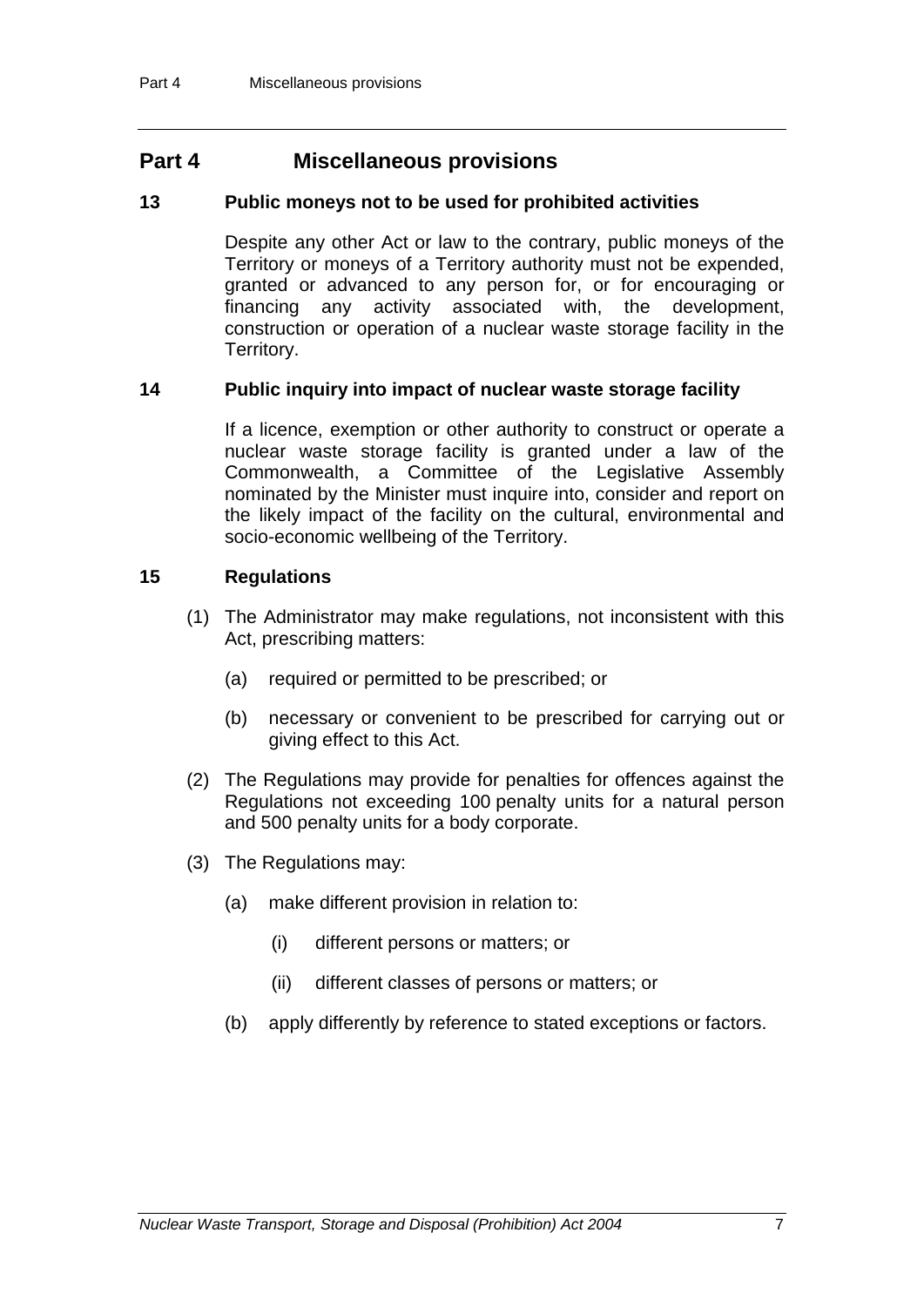## Part 4 Miscellaneous provisions

### 13 Public moneys not to be used for prohibited activities

Despite any other Act or law to the contrary, public moneys of the Territory or moneys of a Territory authority must not be expended, granted or advanced to any person for, or for encouraging or financing any activity associated with, the development, construction or operation of a nuclear waste storage facility in the Territory.

### 14 Public inquiry into impact of nuclear waste storage facility

If a licence, exemption or other authority to construct or operate a nuclear waste storage facility is granted under a law of the Commonwealth, a Committee of the Legislative Assembly nominated by the Minister must inquire into, consider and report on the likely impact of the facility on the cultural, environmental and socio-economic wellbeing of the Territory.

### 15 Regulations

(1) The Administrator may make regulations, not inconsistent with this Act, prescribing matters:

- (a) required or permitted to be prescribed; or
- (b) necessary or convenient to be prescribed for carrying out or giving effect to this Act.

(2) The Regulations may provide for penalties for offences against the Regulations not exceeding 100 penalty units for a natural person and 500 penalty units for a body corporate.

(3) The Regulations may:

- (a) make different provision in relation to:
  - (i) different persons or matters; or
  - (ii) different classes of persons or matters; or
- (b) apply differently by reference to stated exceptions or factors.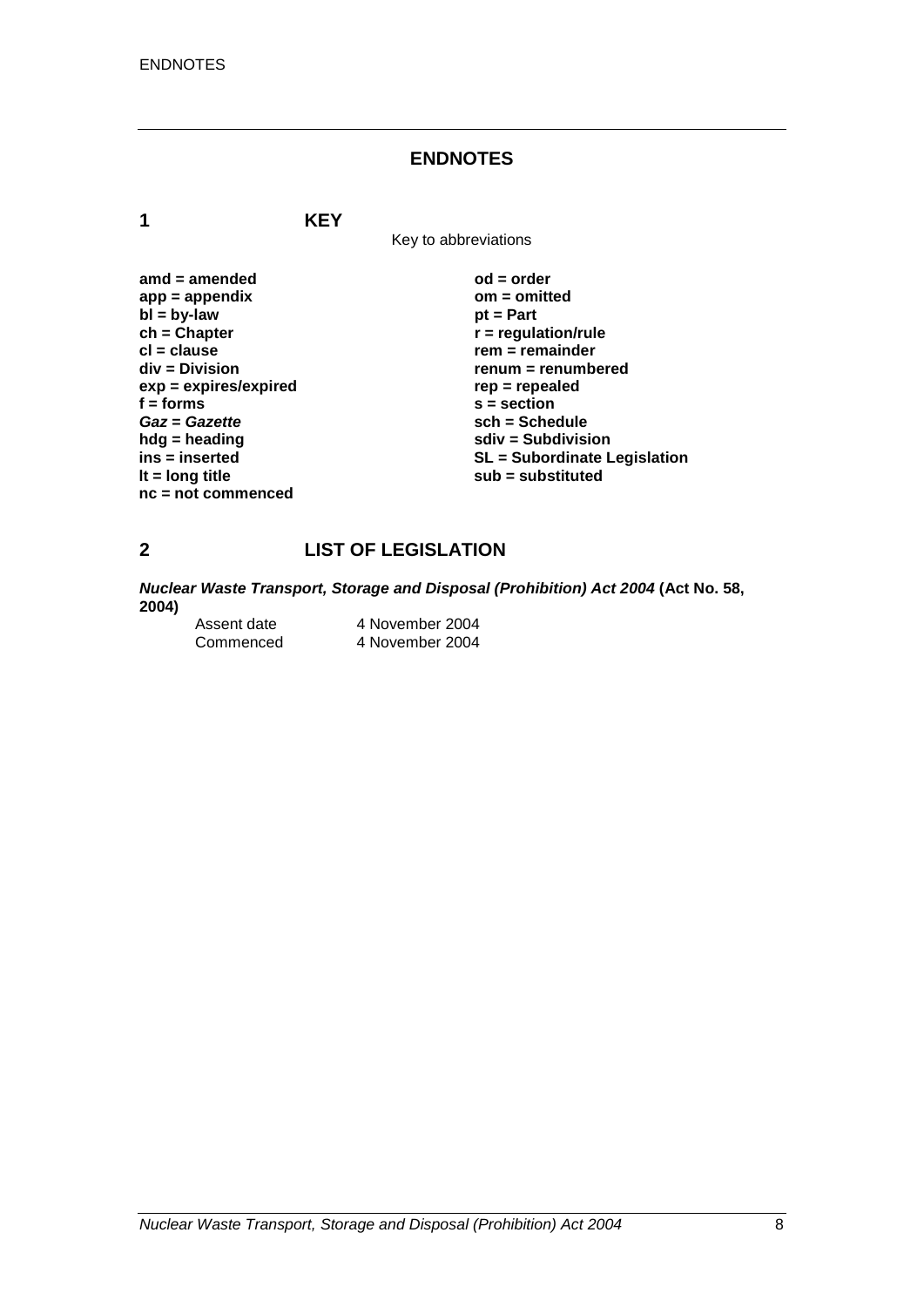## ENDNOTES

### 1 KEY

Key to abbreviations

**amd = amended**
**app = appendix**
**bl = by-law**
**ch = Chapter**
**cl = clause**
**div = Division**
**exp = expires/expired**
**f = forms**
***Gaz* = *Gazette***
**hdg = heading**
**ins = inserted**
**lt = long title**
**nc = not commenced**
**od = order**
**om = omitted**
**pt = Part**
**r = regulation/rule**
**rem = remainder**
**renum = renumbered**
**rep = repealed**
**s = section**
**sch = Schedule**
**sdiv = Subdivision**
**SL = Subordinate Legislation**
**sub = substituted**

### 2 LIST OF LEGISLATION

***Nuclear Waste Transport, Storage and Disposal (Prohibition) Act 2004* (Act No. 58, 2004)**

| | |
|---|---|
| Assent date | 4 November 2004 |
| Commenced | 4 November 2004 |